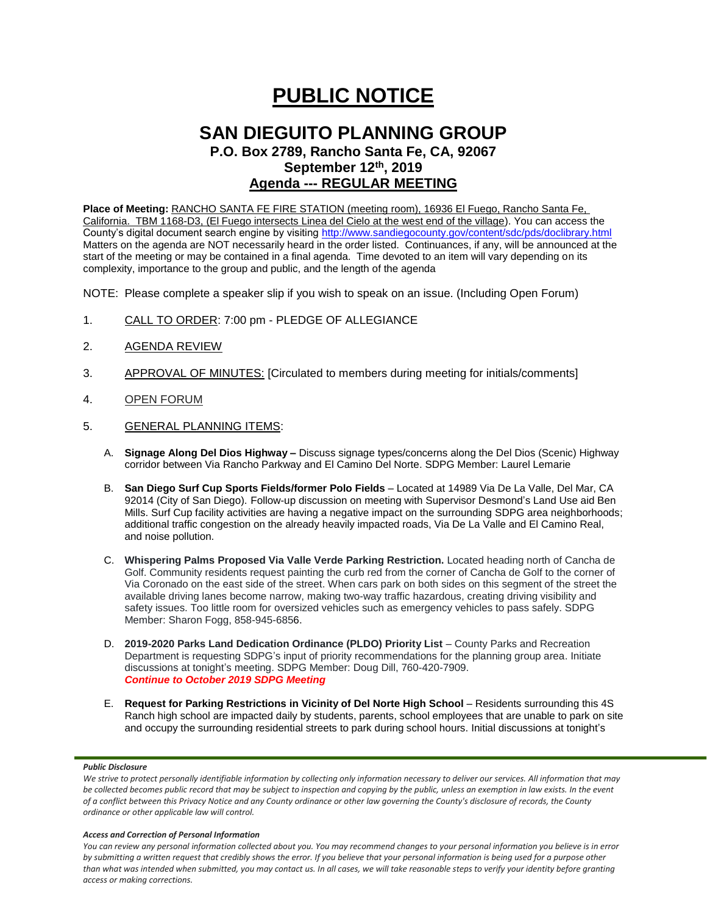# PUBLIC NOTICE

## SAN DIEGUITO PLANNING GROUP

### P.O. Box 2789, Rancho Santa Fe, CA, 92067

### September 12th, 2019

### Agenda --- REGULAR MEETING

**Place of Meeting:** RANCHO SANTA FE FIRE STATION (meeting room), 16936 El Fuego, Rancho Santa Fe, California. TBM 1168-D3, (El Fuego intersects Linea del Cielo at the west end of the village). You can access the County's digital document search engine by visiting http://www.sandiegocounty.gov/content/sdc/pds/doclibrary.html Matters on the agenda are NOT necessarily heard in the order listed. Continuances, if any, will be announced at the start of the meeting or may be contained in a final agenda. Time devoted to an item will vary depending on its complexity, importance to the group and public, and the length of the agenda

NOTE: Please complete a speaker slip if you wish to speak on an issue. (Including Open Forum)

1. CALL TO ORDER: 7:00 pm - PLEDGE OF ALLEGIANCE

2. AGENDA REVIEW

3. APPROVAL OF MINUTES: [Circulated to members during meeting for initials/comments]

4. OPEN FORUM

5. GENERAL PLANNING ITEMS:

   A. **Signage Along Del Dios Highway –** Discuss signage types/concerns along the Del Dios (Scenic) Highway corridor between Via Rancho Parkway and El Camino Del Norte. SDPG Member: Laurel Lemarie

   B. **San Diego Surf Cup Sports Fields/former Polo Fields** – Located at 14989 Via De La Valle, Del Mar, CA 92014 (City of San Diego). Follow-up discussion on meeting with Supervisor Desmond's Land Use aid Ben Mills. Surf Cup facility activities are having a negative impact on the surrounding SDPG area neighborhoods; additional traffic congestion on the already heavily impacted roads, Via De La Valle and El Camino Real, and noise pollution.

   C. **Whispering Palms Proposed Via Valle Verde Parking Restriction.** Located heading north of Cancha de Golf. Community residents request painting the curb red from the corner of Cancha de Golf to the corner of Via Coronado on the east side of the street. When cars park on both sides on this segment of the street the available driving lanes become narrow, making two-way traffic hazardous, creating driving visibility and safety issues. Too little room for oversized vehicles such as emergency vehicles to pass safely. SDPG Member: Sharon Fogg, 858-945-6856.

   D. **2019-2020 Parks Land Dedication Ordinance (PLDO) Priority List** – County Parks and Recreation Department is requesting SDPG's input of priority recommendations for the planning group area. Initiate discussions at tonight's meeting. SDPG Member: Doug Dill, 760-420-7909.
   ***Continue to October 2019 SDPG Meeting***

   E. **Request for Parking Restrictions in Vicinity of Del Norte High School** – Residents surrounding this 4S Ranch high school are impacted daily by students, parents, school employees that are unable to park on site and occupy the surrounding residential streets to park during school hours. Initial discussions at tonight's

***Public Disclosure***

*We strive to protect personally identifiable information by collecting only information necessary to deliver our services. All information that may be collected becomes public record that may be subject to inspection and copying by the public, unless an exemption in law exists. In the event of a conflict between this Privacy Notice and any County ordinance or other law governing the County's disclosure of records, the County ordinance or other applicable law will control.*

***Access and Correction of Personal Information***

*You can review any personal information collected about you. You may recommend changes to your personal information you believe is in error by submitting a written request that credibly shows the error. If you believe that your personal information is being used for a purpose other than what was intended when submitted, you may contact us. In all cases, we will take reasonable steps to verify your identity before granting access or making corrections.*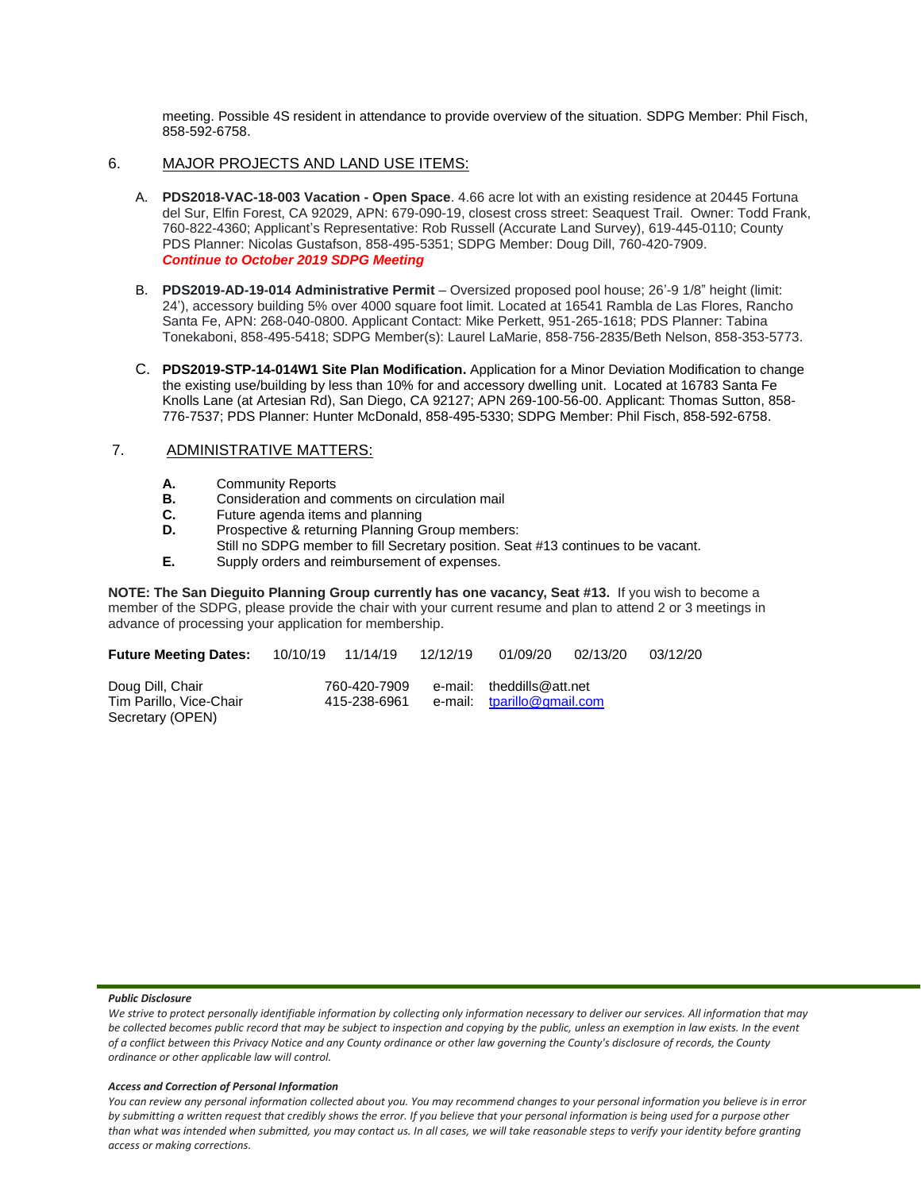meeting. Possible 4S resident in attendance to provide overview of the situation. SDPG Member: Phil Fisch, 858-592-6758.

6. MAJOR PROJECTS AND LAND USE ITEMS:

A. **PDS2018-VAC-18-003 Vacation - Open Space**. 4.66 acre lot with an existing residence at 20445 Fortuna del Sur, Elfin Forest, CA 92029, APN: 679-090-19, closest cross street: Seaquest Trail. Owner: Todd Frank, 760-822-4360; Applicant's Representative: Rob Russell (Accurate Land Survey), 619-445-0110; County PDS Planner: Nicolas Gustafson, 858-495-5351; SDPG Member: Doug Dill, 760-420-7909.
***Continue to October 2019 SDPG Meeting***

B. **PDS2019-AD-19-014 Administrative Permit** – Oversized proposed pool house; 26'-9 1/8" height (limit: 24'), accessory building 5% over 4000 square foot limit. Located at 16541 Rambla de Las Flores, Rancho Santa Fe, APN: 268-040-0800. Applicant Contact: Mike Perkett, 951-265-1618; PDS Planner: Tabina Tonekaboni, 858-495-5418; SDPG Member(s): Laurel LaMarie, 858-756-2835/Beth Nelson, 858-353-5773.

C. **PDS2019-STP-14-014W1 Site Plan Modification.** Application for a Minor Deviation Modification to change the existing use/building by less than 10% for and accessory dwelling unit. Located at 16783 Santa Fe Knolls Lane (at Artesian Rd), San Diego, CA 92127; APN 269-100-56-00. Applicant: Thomas Sutton, 858-776-7537; PDS Planner: Hunter McDonald, 858-495-5330; SDPG Member: Phil Fisch, 858-592-6758.

7. ADMINISTRATIVE MATTERS:

**A.** Community Reports
**B.** Consideration and comments on circulation mail
**C.** Future agenda items and planning
**D.** Prospective & returning Planning Group members:
Still no SDPG member to fill Secretary position. Seat #13 continues to be vacant.
**E.** Supply orders and reimbursement of expenses.

**NOTE: The San Dieguito Planning Group currently has one vacancy, Seat #13.** If you wish to become a member of the SDPG, please provide the chair with your current resume and plan to attend 2 or 3 meetings in advance of processing your application for membership.

**Future Meeting Dates:** 10/10/19 11/14/19 12/12/19 01/09/20 02/13/20 03/12/20

| | | |
|---|---|---|
| Doug Dill, Chair | 760-420-7909 | e-mail: theddills@att.net |
| Tim Parillo, Vice-Chair | 415-238-6961 | e-mail: tparillo@gmail.com |
| Secretary (OPEN) | | |

***Public Disclosure***

*We strive to protect personally identifiable information by collecting only information necessary to deliver our services. All information that may be collected becomes public record that may be subject to inspection and copying by the public, unless an exemption in law exists. In the event of a conflict between this Privacy Notice and any County ordinance or other law governing the County's disclosure of records, the County ordinance or other applicable law will control.*

***Access and Correction of Personal Information***

*You can review any personal information collected about you. You may recommend changes to your personal information you believe is in error by submitting a written request that credibly shows the error. If you believe that your personal information is being used for a purpose other than what was intended when submitted, you may contact us. In all cases, we will take reasonable steps to verify your identity before granting access or making corrections.*